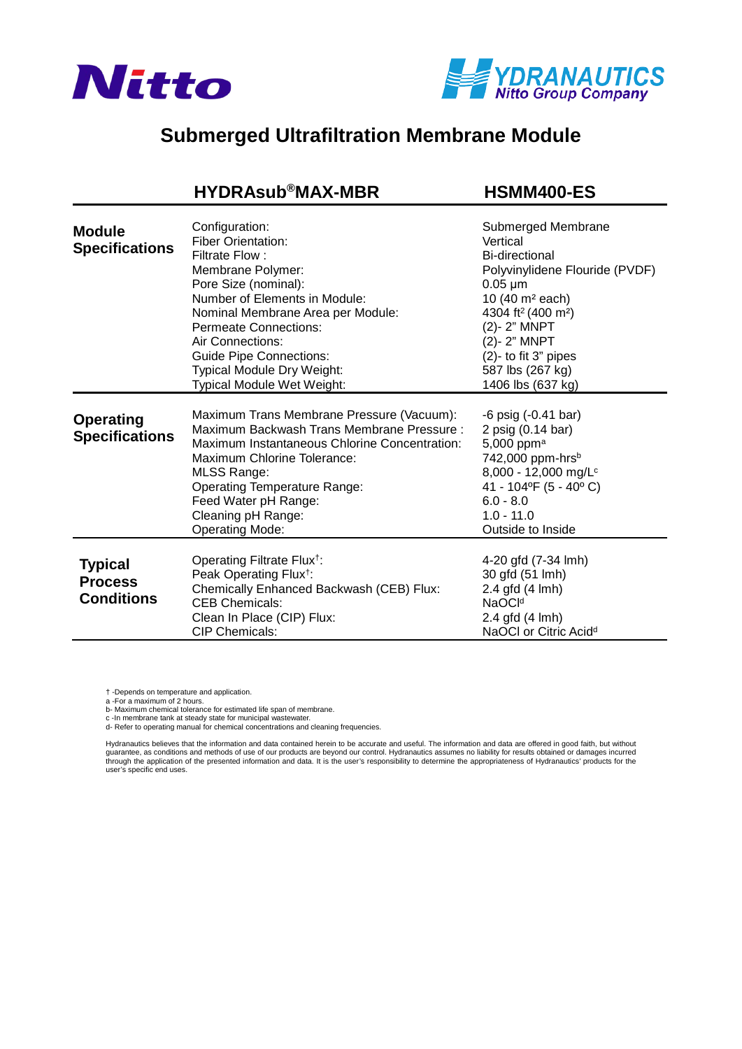Nitto

HYDRANAUTICS
Nitto Group Company

# Submerged Ultrafiltration Membrane Module

| | HYDRAsub®MAX-MBR | HSMM400-ES |
|---|---|---|
| **Module Specifications** | Configuration: | Submerged Membrane |
| | Fiber Orientation: | Vertical |
| | Filtrate Flow : | Bi-directional |
| | Membrane Polymer: | Polyvinylidene Flouride (PVDF) |
| | Pore Size (nominal): | 0.05 µm |
| | Number of Elements in Module: | 10 (40 $m^2$ each) |
| | Nominal Membrane Area per Module: | 4304 $ft^2$ (400 $m^2$) |
| | Permeate Connections: | (2)- 2" MNPT |
| | Air Connections: | (2)- 2" MNPT |
| | Guide Pipe Connections: | (2)- to fit 3" pipes |
| | Typical Module Dry Weight: | 587 lbs (267 kg) |
| | Typical Module Wet Weight: | 1406 lbs (637 kg) |
| **Operating Specifications** | Maximum Trans Membrane Pressure (Vacuum): | -6 psig (-0.41 bar) |
| | Maximum Backwash Trans Membrane Pressure : | 2 psig (0.14 bar) |
| | Maximum Instantaneous Chlorine Concentration: | 5,000 ppm[a] |
| | Maximum Chlorine Tolerance: | 742,000 ppm-hrs[b] |
| | MLSS Range: | 8,000 - 12,000 mg/L[c] |
| | Operating Temperature Range: | 41 - 104ºF (5 - 40º C) |
| | Feed Water pH Range: | 6.0 - 8.0 |
| | Cleaning pH Range: | 1.0 - 11.0 |
| | Operating Mode: | Outside to Inside |
| **Typical Process Conditions** | Operating Filtrate Flux[†]: | 4-20 gfd (7-34 lmh) |
| | Peak Operating Flux[†]: | 30 gfd (51 lmh) |
| | Chemically Enhanced Backwash (CEB) Flux: | 2.4 gfd (4 lmh) |
| | CEB Chemicals: | NaOCl[d] |
| | Clean In Place (CIP) Flux: | 2.4 gfd (4 lmh) |
| | CIP Chemicals: | NaOCl or Citric Acid[d] |

† -Depends on temperature and application.
a -For a maximum of 2 hours.
b- Maximum chemical tolerance for estimated life span of membrane.
c -In membrane tank at steady state for municipal wastewater.
d- Refer to operating manual for chemical concentrations and cleaning frequencies.

Hydranautics believes that the information and data contained herein to be accurate and useful. The information and data are offered in good faith, but without guarantee, as conditions and methods of use of our products are beyond our control. Hydranautics assumes no liability for results obtained or damages incurred through the application of the presented information and data. It is the user's responsibility to determine the appropriateness of Hydranautics' products for the user's specific end uses.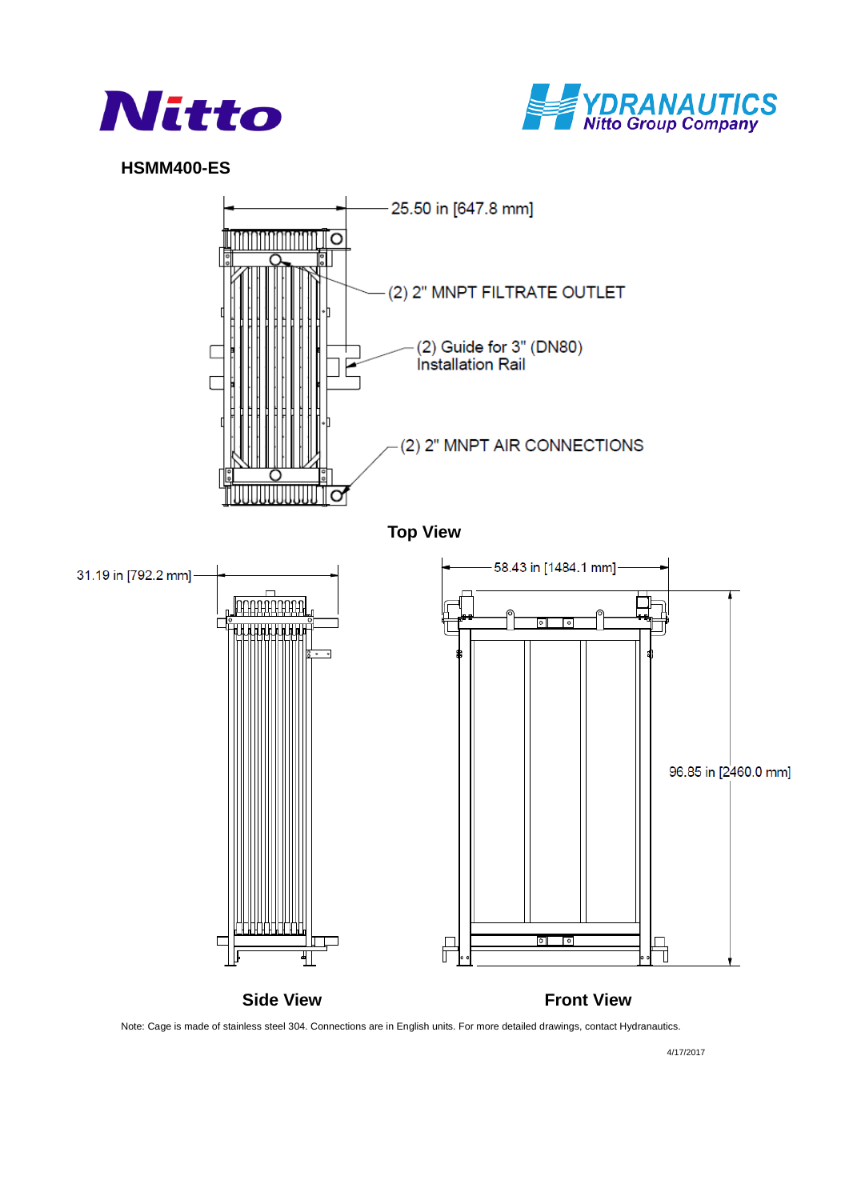Nitto

HYDRANAUTICS
Nitto Group Company

**HSMM400-ES**

25.50 in [647.8 mm]

(2) 2" MNPT FILTRATE OUTLET

(2) Guide for 3" (DN80) Installation Rail

(2) 2" MNPT AIR CONNECTIONS

**Top View**

31.19 in [792.2 mm]

58.43 in [1484.1 mm]

96.85 in [2460.0 mm]

**Side View**

**Front View**

Note: Cage is made of stainless steel 304. Connections are in English units. For more detailed drawings, contact Hydranautics.

4/17/2017